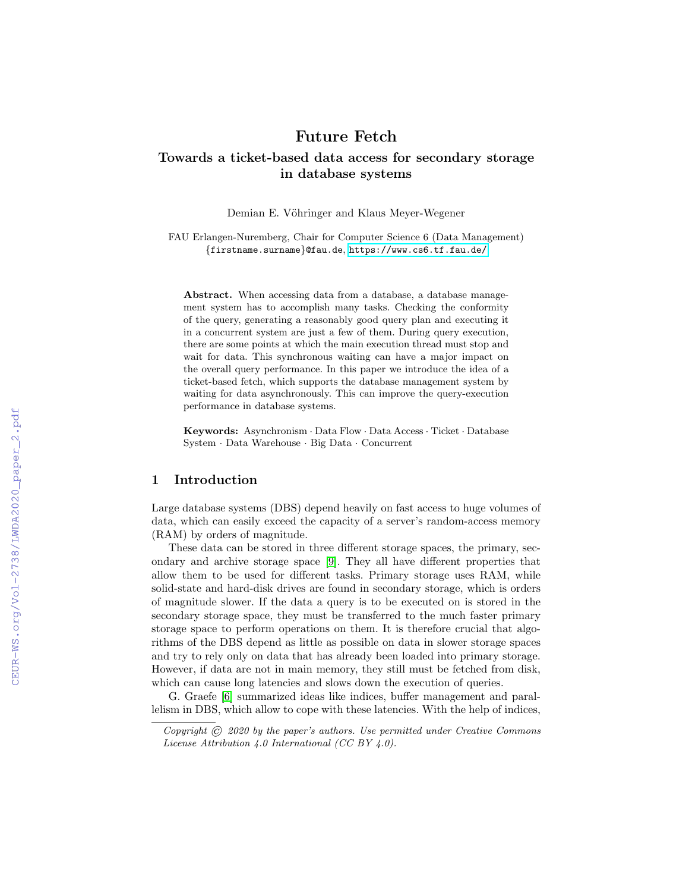# Future Fetch

## Towards a ticket-based data access for secondary storage in database systems

Demian E. Vöhringer and Klaus Meyer-Wegener

FAU Erlangen-Nuremberg, Chair for Computer Science 6 (Data Management)
{firstname.surname}@fau.de, https://www.cs6.tf.fau.de/

**Abstract.** When accessing data from a database, a database management system has to accomplish many tasks. Checking the conformity of the query, generating a reasonably good query plan and executing it in a concurrent system are just a few of them. During query execution, there are some points at which the main execution thread must stop and wait for data. This synchronous waiting can have a major impact on the overall query performance. In this paper we introduce the idea of a ticket-based fetch, which supports the database management system by waiting for data asynchronously. This can improve the query-execution performance in database systems.

**Keywords:** Asynchronism · Data Flow · Data Access · Ticket · Database System · Data Warehouse · Big Data · Concurrent

## 1 Introduction

Large database systems (DBS) depend heavily on fast access to huge volumes of data, which can easily exceed the capacity of a server's random-access memory (RAM) by orders of magnitude.

These data can be stored in three different storage spaces, the primary, secondary and archive storage space [9]. They all have different properties that allow them to be used for different tasks. Primary storage uses RAM, while solid-state and hard-disk drives are found in secondary storage, which is orders of magnitude slower. If the data a query is to be executed on is stored in the secondary storage space, they must be transferred to the much faster primary storage space to perform operations on them. It is therefore crucial that algorithms of the DBS depend as little as possible on data in slower storage spaces and try to rely only on data that has already been loaded into primary storage. However, if data are not in main memory, they still must be fetched from disk, which can cause long latencies and slows down the execution of queries.

G. Graefe [6] summarized ideas like indices, buffer management and parallelism in DBS, which allow to cope with these latencies. With the help of indices,

*Copyright © 2020 by the paper's authors. Use permitted under Creative Commons License Attribution 4.0 International (CC BY 4.0).*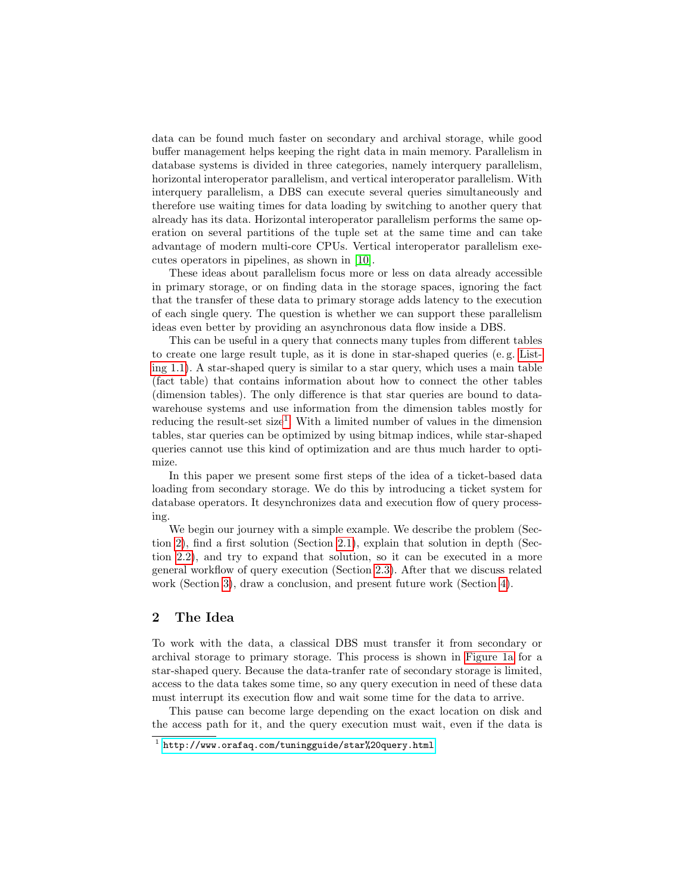data can be found much faster on secondary and archival storage, while good buffer management helps keeping the right data in main memory. Parallelism in database systems is divided in three categories, namely interquery parallelism, horizontal interoperator parallelism, and vertical interoperator parallelism. With interquery parallelism, a DBS can execute several queries simultaneously and therefore use waiting times for data loading by switching to another query that already has its data. Horizontal interoperator parallelism performs the same operation on several partitions of the tuple set at the same time and can take advantage of modern multi-core CPUs. Vertical interoperator parallelism executes operators in pipelines, as shown in [10].

These ideas about parallelism focus more or less on data already accessible in primary storage, or on finding data in the storage spaces, ignoring the fact that the transfer of these data to primary storage adds latency to the execution of each single query. The question is whether we can support these parallelism ideas even better by providing an asynchronous data flow inside a DBS.

This can be useful in a query that connects many tuples from different tables to create one large result tuple, as it is done in star-shaped queries (e. g. Listing 1.1). A star-shaped query is similar to a star query, which uses a main table (fact table) that contains information about how to connect the other tables (dimension tables). The only difference is that star queries are bound to data-warehouse systems and use information from the dimension tables mostly for reducing the result-set size[1]. With a limited number of values in the dimension tables, star queries can be optimized by using bitmap indices, while star-shaped queries cannot use this kind of optimization and are thus much harder to optimize.

In this paper we present some first steps of the idea of a ticket-based data loading from secondary storage. We do this by introducing a ticket system for database operators. It desynchronizes data and execution flow of query processing.

We begin our journey with a simple example. We describe the problem (Section 2), find a first solution (Section 2.1), explain that solution in depth (Section 2.2), and try to expand that solution, so it can be executed in a more general workflow of query execution (Section 2.3). After that we discuss related work (Section 3), draw a conclusion, and present future work (Section 4).

## 2 The Idea

To work with the data, a classical DBS must transfer it from secondary or archival storage to primary storage. This process is shown in Figure 1a for a star-shaped query. Because the data-tranfer rate of secondary storage is limited, access to the data takes some time, so any query execution in need of these data must interrupt its execution flow and wait some time for the data to arrive.

This pause can become large depending on the exact location on disk and the access path for it, and the query execution must wait, even if the data is

[1] http://www.orafaq.com/tuningguide/star%20query.html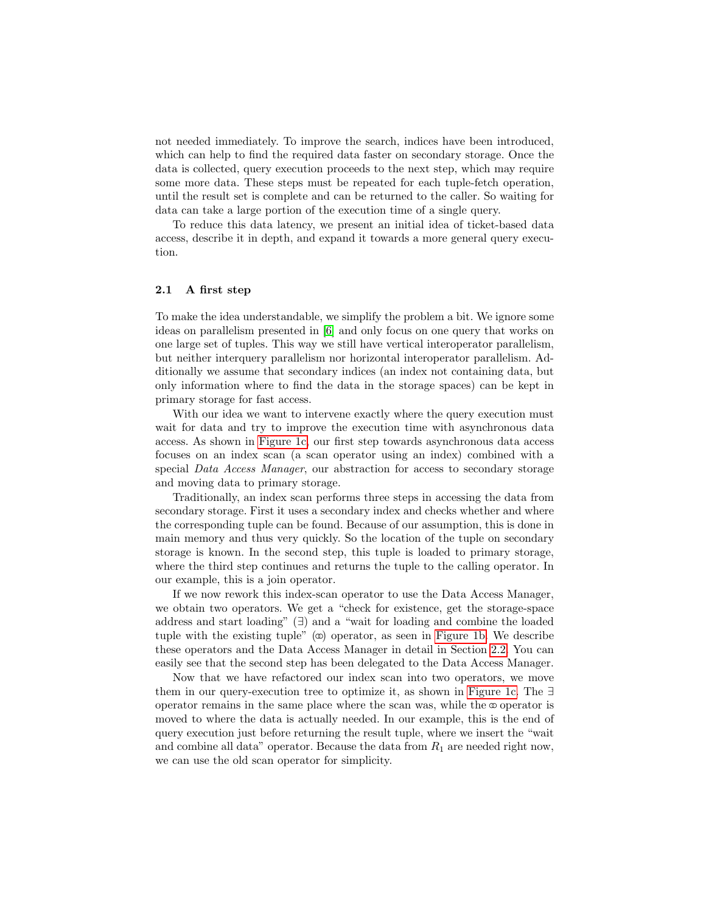not needed immediately. To improve the search, indices have been introduced, which can help to find the required data faster on secondary storage. Once the data is collected, query execution proceeds to the next step, which may require some more data. These steps must be repeated for each tuple-fetch operation, until the result set is complete and can be returned to the caller. So waiting for data can take a large portion of the execution time of a single query.

To reduce this data latency, we present an initial idea of ticket-based data access, describe it in depth, and expand it towards a more general query execution.

### 2.1 A first step

To make the idea understandable, we simplify the problem a bit. We ignore some ideas on parallelism presented in [6] and only focus on one query that works on one large set of tuples. This way we still have vertical interoperator parallelism, but neither interquery parallelism nor horizontal interoperator parallelism. Additionally we assume that secondary indices (an index not containing data, but only information where to find the data in the storage spaces) can be kept in primary storage for fast access.

With our idea we want to intervene exactly where the query execution must wait for data and try to improve the execution time with asynchronous data access. As shown in Figure 1c, our first step towards asynchronous data access focuses on an index scan (a scan operator using an index) combined with a special *Data Access Manager*, our abstraction for access to secondary storage and moving data to primary storage.

Traditionally, an index scan performs three steps in accessing the data from secondary storage. First it uses a secondary index and checks whether and where the corresponding tuple can be found. Because of our assumption, this is done in main memory and thus very quickly. So the location of the tuple on secondary storage is known. In the second step, this tuple is loaded to primary storage, where the third step continues and returns the tuple to the calling operator. In our example, this is a join operator.

If we now rework this index-scan operator to use the Data Access Manager, we obtain two operators. We get a "check for existence, get the storage-space address and start loading" ($\exists$) and a "wait for loading and combine the loaded tuple with the existing tuple" ($\infty$) operator, as seen in Figure 1b. We describe these operators and the Data Access Manager in detail in Section 2.2. You can easily see that the second step has been delegated to the Data Access Manager.

Now that we have refactored our index scan into two operators, we move them in our query-execution tree to optimize it, as shown in Figure 1c. The $\exists$ operator remains in the same place where the scan was, while the $\infty$ operator is moved to where the data is actually needed. In our example, this is the end of query execution just before returning the result tuple, where we insert the "wait and combine all data" operator. Because the data from $R_1$ are needed right now, we can use the old scan operator for simplicity.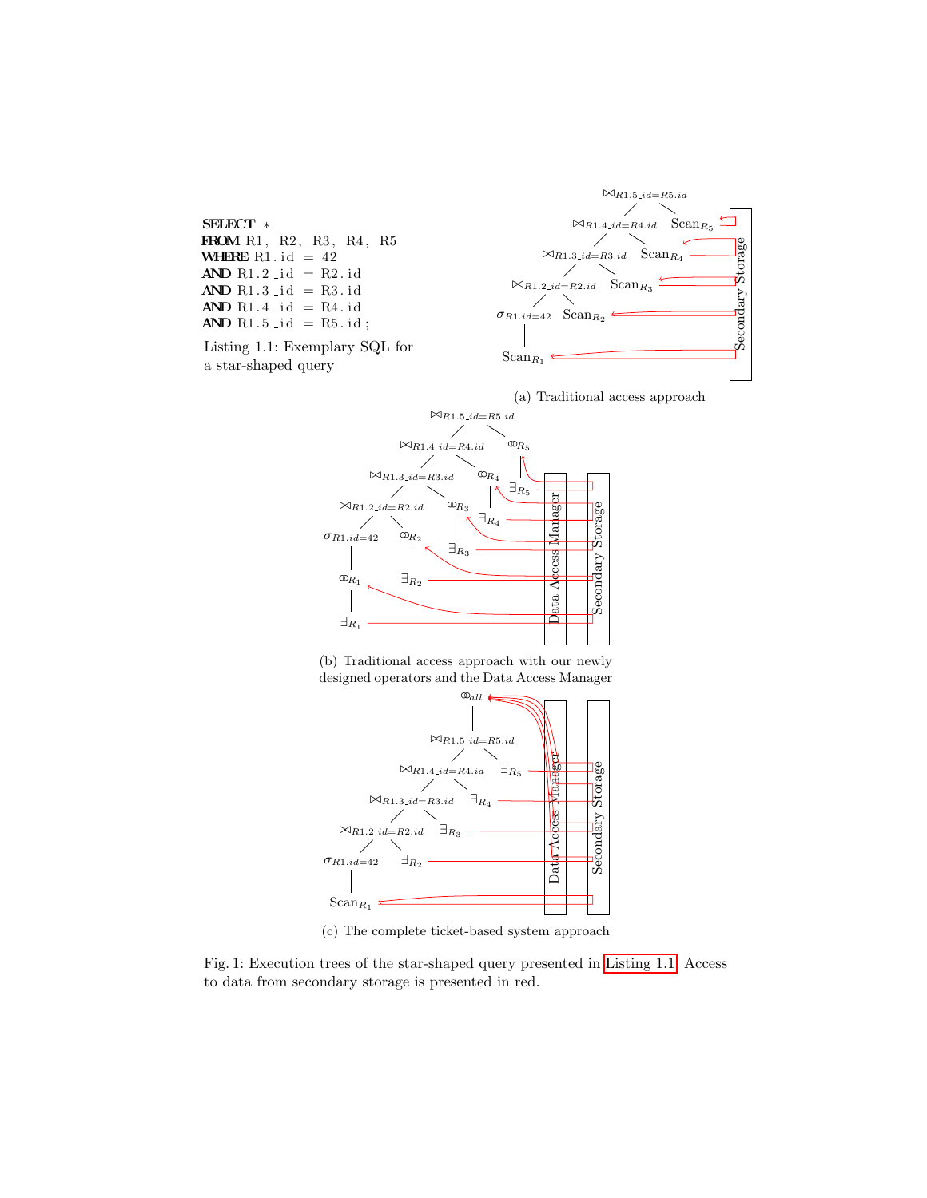```
SELECT *
FROM R1, R2, R3, R4, R5
WHERE R1.id = 42
AND R1.2_id = R2.id
AND R1.3_id = R3.id
AND R1.4_id = R4.id
AND R1.5_id = R5.id;
```

Listing 1.1: Exemplary SQL for a star-shaped query

(a) Traditional access approach

(b) Traditional access approach with our newly designed operators and the Data Access Manager

(c) The complete ticket-based system approach

Fig. 1: Execution trees of the star-shaped query presented in Listing 1.1. Access to data from secondary storage is presented in red.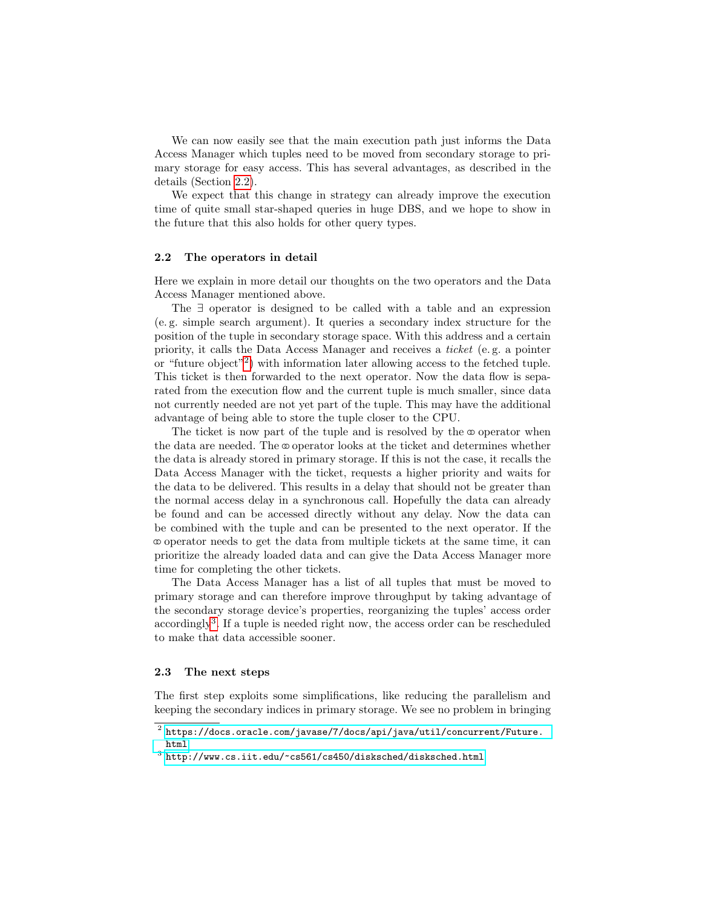We can now easily see that the main execution path just informs the Data Access Manager which tuples need to be moved from secondary storage to primary storage for easy access. This has several advantages, as described in the details (Section 2.2).

We expect that this change in strategy can already improve the execution time of quite small star-shaped queries in huge DBS, and we hope to show in the future that this also holds for other query types.

### 2.2 The operators in detail

Here we explain in more detail our thoughts on the two operators and the Data Access Manager mentioned above.

The $\exists$ operator is designed to be called with a table and an expression (e. g. simple search argument). It queries a secondary index structure for the position of the tuple in secondary storage space. With this address and a certain priority, it calls the Data Access Manager and receives a *ticket* (e. g. a pointer or "future object"[2]) with information later allowing access to the fetched tuple. This ticket is then forwarded to the next operator. Now the data flow is separated from the execution flow and the current tuple is much smaller, since data not currently needed are not yet part of the tuple. This may have the additional advantage of being able to store the tuple closer to the CPU.

The ticket is now part of the tuple and is resolved by the $\infty$ operator when the data are needed. The $\infty$ operator looks at the ticket and determines whether the data is already stored in primary storage. If this is not the case, it recalls the Data Access Manager with the ticket, requests a higher priority and waits for the data to be delivered. This results in a delay that should not be greater than the normal access delay in a synchronous call. Hopefully the data can already be found and can be accessed directly without any delay. Now the data can be combined with the tuple and can be presented to the next operator. If the $\infty$ operator needs to get the data from multiple tickets at the same time, it can prioritize the already loaded data and can give the Data Access Manager more time for completing the other tickets.

The Data Access Manager has a list of all tuples that must be moved to primary storage and can therefore improve throughput by taking advantage of the secondary storage device's properties, reorganizing the tuples' access order accordingly[3]. If a tuple is needed right now, the access order can be rescheduled to make that data accessible sooner.

### 2.3 The next steps

The first step exploits some simplifications, like reducing the parallelism and keeping the secondary indices in primary storage. We see no problem in bringing

[2] https://docs.oracle.com/javase/7/docs/api/java/util/concurrent/Future.html

[3] http://www.cs.iit.edu/~cs561/cs450/disksched/disksched.html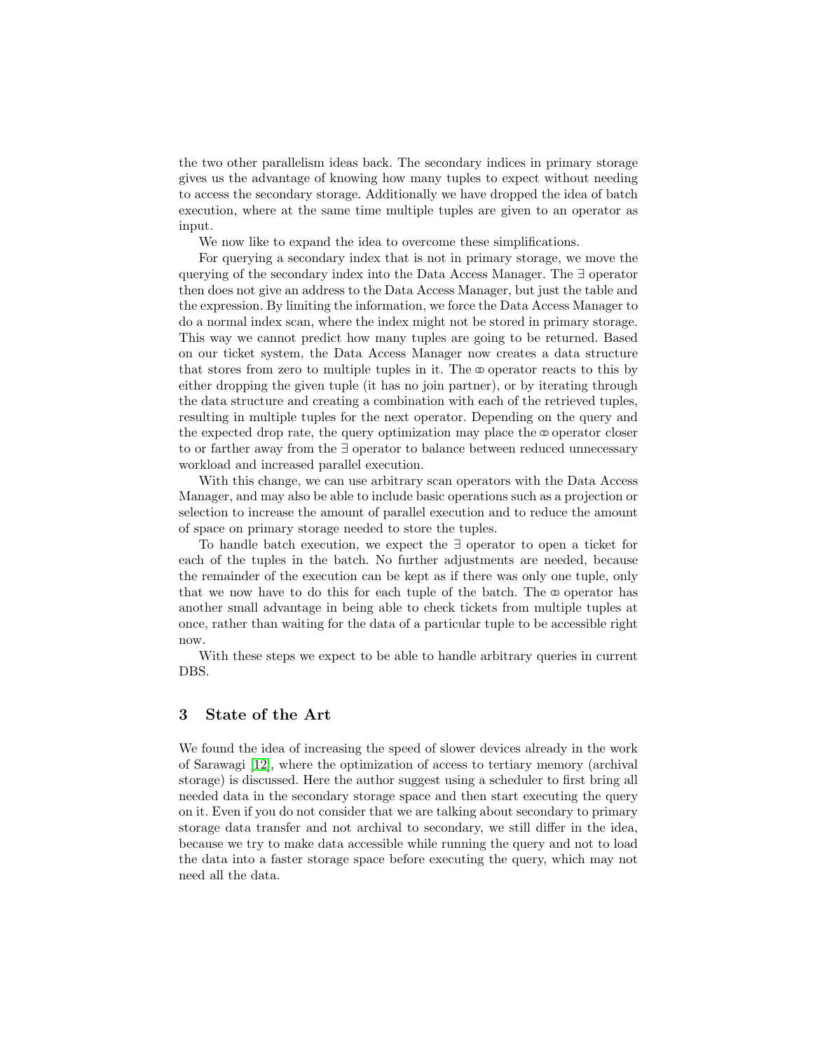the two other parallelism ideas back. The secondary indices in primary storage gives us the advantage of knowing how many tuples to expect without needing to access the secondary storage. Additionally we have dropped the idea of batch execution, where at the same time multiple tuples are given to an operator as input.

We now like to expand the idea to overcome these simplifications.

For querying a secondary index that is not in primary storage, we move the querying of the secondary index into the Data Access Manager. The $\exists$ operator then does not give an address to the Data Access Manager, but just the table and the expression. By limiting the information, we force the Data Access Manager to do a normal index scan, where the index might not be stored in primary storage. This way we cannot predict how many tuples are going to be returned. Based on our ticket system, the Data Access Manager now creates a data structure that stores from zero to multiple tuples in it. The $\infty$ operator reacts to this by either dropping the given tuple (it has no join partner), or by iterating through the data structure and creating a combination with each of the retrieved tuples, resulting in multiple tuples for the next operator. Depending on the query and the expected drop rate, the query optimization may place the $\infty$ operator closer to or farther away from the $\exists$ operator to balance between reduced unnecessary workload and increased parallel execution.

With this change, we can use arbitrary scan operators with the Data Access Manager, and may also be able to include basic operations such as a projection or selection to increase the amount of parallel execution and to reduce the amount of space on primary storage needed to store the tuples.

To handle batch execution, we expect the $\exists$ operator to open a ticket for each of the tuples in the batch. No further adjustments are needed, because the remainder of the execution can be kept as if there was only one tuple, only that we now have to do this for each tuple of the batch. The $\infty$ operator has another small advantage in being able to check tickets from multiple tuples at once, rather than waiting for the data of a particular tuple to be accessible right now.

With these steps we expect to be able to handle arbitrary queries in current DBS.

## 3 State of the Art

We found the idea of increasing the speed of slower devices already in the work of Sarawagi [12], where the optimization of access to tertiary memory (archival storage) is discussed. Here the author suggest using a scheduler to first bring all needed data in the secondary storage space and then start executing the query on it. Even if you do not consider that we are talking about secondary to primary storage data transfer and not archival to secondary, we still differ in the idea, because we try to make data accessible while running the query and not to load the data into a faster storage space before executing the query, which may not need all the data.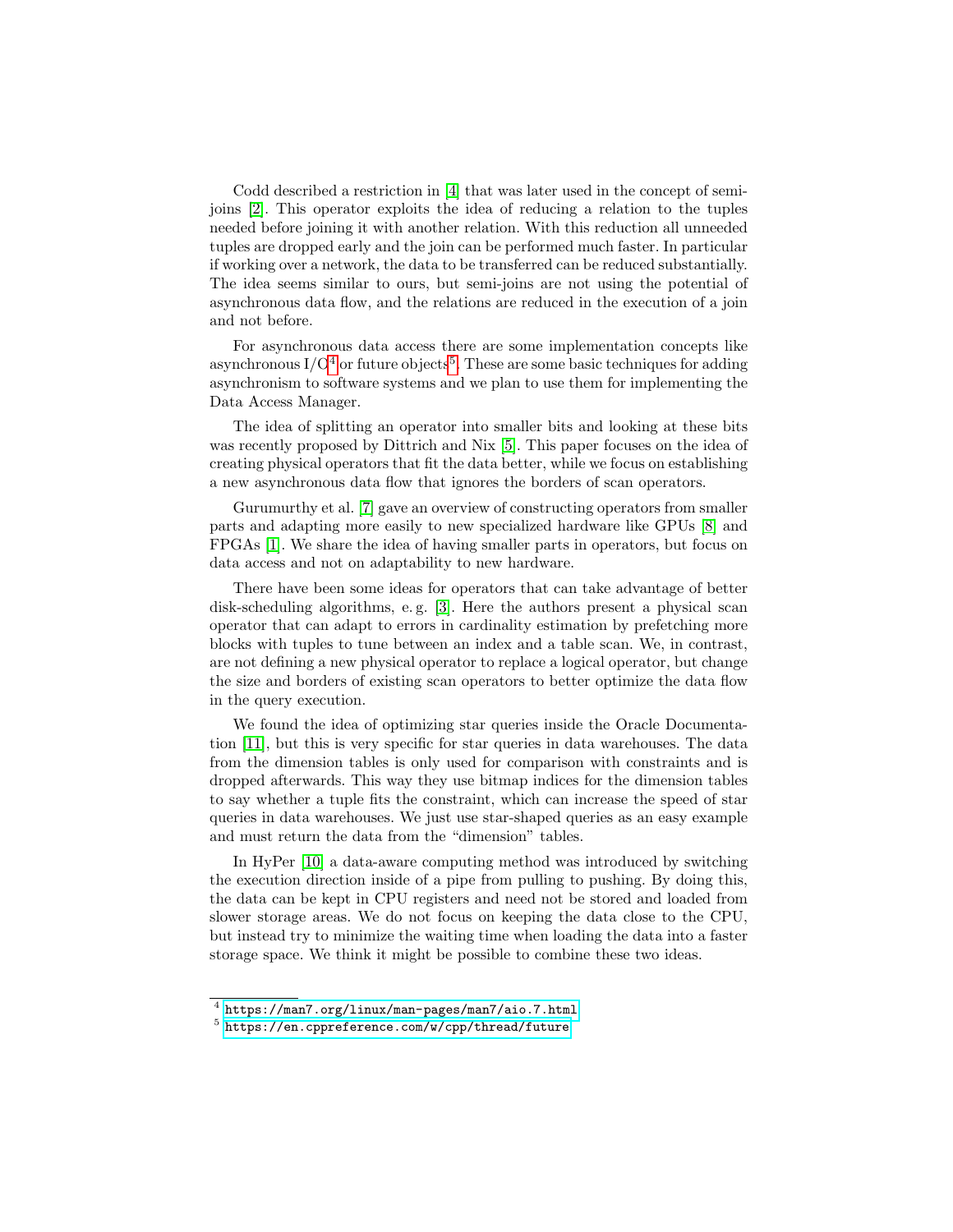Codd described a restriction in [4] that was later used in the concept of semi-joins [2]. This operator exploits the idea of reducing a relation to the tuples needed before joining it with another relation. With this reduction all unneeded tuples are dropped early and the join can be performed much faster. In particular if working over a network, the data to be transferred can be reduced substantially. The idea seems similar to ours, but semi-joins are not using the potential of asynchronous data flow, and the relations are reduced in the execution of a join and not before.

For asynchronous data access there are some implementation concepts like asynchronous I/O[4] or future objects[5]. These are some basic techniques for adding asynchronism to software systems and we plan to use them for implementing the Data Access Manager.

The idea of splitting an operator into smaller bits and looking at these bits was recently proposed by Dittrich and Nix [5]. This paper focuses on the idea of creating physical operators that fit the data better, while we focus on establishing a new asynchronous data flow that ignores the borders of scan operators.

Gurumurthy et al. [7] gave an overview of constructing operators from smaller parts and adapting more easily to new specialized hardware like GPUs [8] and FPGAs [1]. We share the idea of having smaller parts in operators, but focus on data access and not on adaptability to new hardware.

There have been some ideas for operators that can take advantage of better disk-scheduling algorithms, e. g. [3]. Here the authors present a physical scan operator that can adapt to errors in cardinality estimation by prefetching more blocks with tuples to tune between an index and a table scan. We, in contrast, are not defining a new physical operator to replace a logical operator, but change the size and borders of existing scan operators to better optimize the data flow in the query execution.

We found the idea of optimizing star queries inside the Oracle Documentation [11], but this is very specific for star queries in data warehouses. The data from the dimension tables is only used for comparison with constraints and is dropped afterwards. This way they use bitmap indices for the dimension tables to say whether a tuple fits the constraint, which can increase the speed of star queries in data warehouses. We just use star-shaped queries as an easy example and must return the data from the "dimension" tables.

In HyPer [10] a data-aware computing method was introduced by switching the execution direction inside of a pipe from pulling to pushing. By doing this, the data can be kept in CPU registers and need not be stored and loaded from slower storage areas. We do not focus on keeping the data close to the CPU, but instead try to minimize the waiting time when loading the data into a faster storage space. We think it might be possible to combine these two ideas.

---

[4] https://man7.org/linux/man-pages/man7/aio.7.html

[5] https://en.cppreference.com/w/cpp/thread/future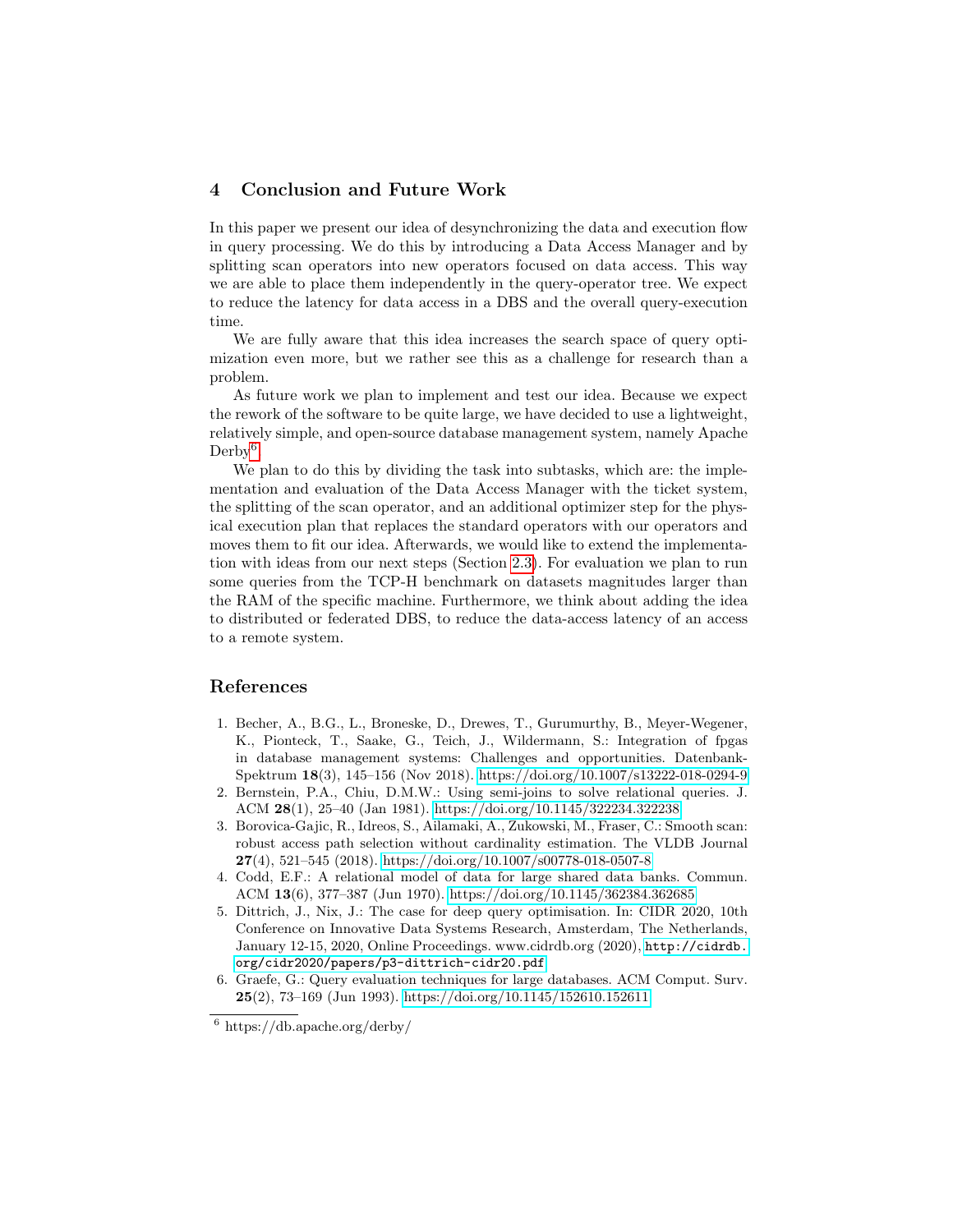## 4 Conclusion and Future Work

In this paper we present our idea of desynchronizing the data and execution flow in query processing. We do this by introducing a Data Access Manager and by splitting scan operators into new operators focused on data access. This way we are able to place them independently in the query-operator tree. We expect to reduce the latency for data access in a DBS and the overall query-execution time.

We are fully aware that this idea increases the search space of query optimization even more, but we rather see this as a challenge for research than a problem.

As future work we plan to implement and test our idea. Because we expect the rework of the software to be quite large, we have decided to use a lightweight, relatively simple, and open-source database management system, namely Apache Derby[6].

We plan to do this by dividing the task into subtasks, which are: the implementation and evaluation of the Data Access Manager with the ticket system, the splitting of the scan operator, and an additional optimizer step for the physical execution plan that replaces the standard operators with our operators and moves them to fit our idea. Afterwards, we would like to extend the implementation with ideas from our next steps (Section 2.3). For evaluation we plan to run some queries from the TCP-H benchmark on datasets magnitudes larger than the RAM of the specific machine. Furthermore, we think about adding the idea to distributed or federated DBS, to reduce the data-access latency of an access to a remote system.

## References

1. Becher, A., B.G., L., Broneske, D., Drewes, T., Gurumurthy, B., Meyer-Wegener, K., Pionteck, T., Saake, G., Teich, J., Wildermann, S.: Integration of fpgas in database management systems: Challenges and opportunities. Datenbank-Spektrum **18**(3), 145–156 (Nov 2018). https://doi.org/10.1007/s13222-018-0294-9
2. Bernstein, P.A., Chiu, D.M.W.: Using semi-joins to solve relational queries. J. ACM **28**(1), 25–40 (Jan 1981). https://doi.org/10.1145/322234.322238
3. Borovica-Gajic, R., Idreos, S., Ailamaki, A., Zukowski, M., Fraser, C.: Smooth scan: robust access path selection without cardinality estimation. The VLDB Journal **27**(4), 521–545 (2018). https://doi.org/10.1007/s00778-018-0507-8
4. Codd, E.F.: A relational model of data for large shared data banks. Commun. ACM **13**(6), 377–387 (Jun 1970). https://doi.org/10.1145/362384.362685
5. Dittrich, J., Nix, J.: The case for deep query optimisation. In: CIDR 2020, 10th Conference on Innovative Data Systems Research, Amsterdam, The Netherlands, January 12-15, 2020, Online Proceedings. www.cidrdb.org (2020), `http://cidrdb.org/cidr2020/papers/p3-dittrich-cidr20.pdf`
6. Graefe, G.: Query evaluation techniques for large databases. ACM Comput. Surv. **25**(2), 73–169 (Jun 1993). https://doi.org/10.1145/152610.152611

[6] https://db.apache.org/derby/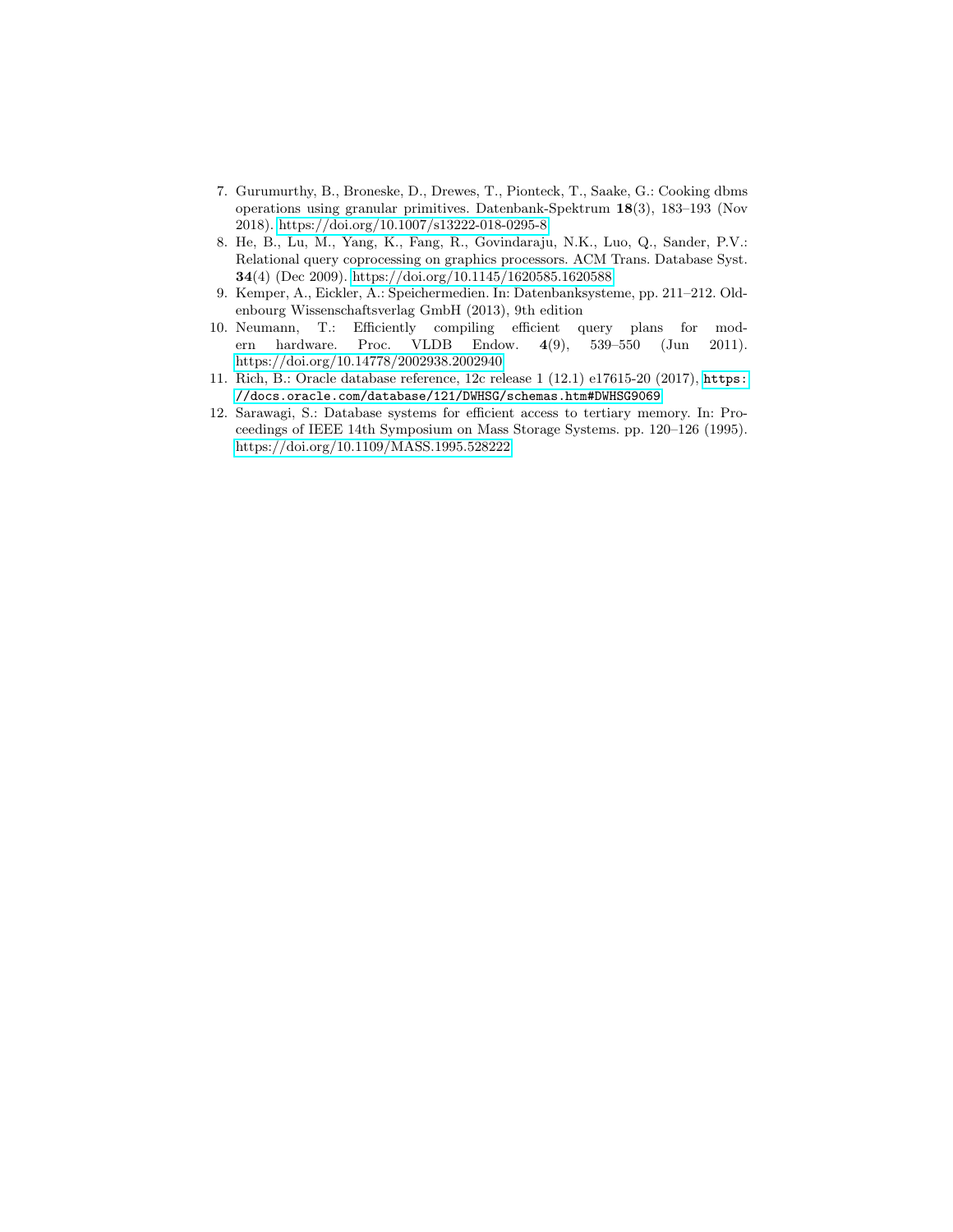7. Gurumurthy, B., Broneske, D., Drewes, T., Pionteck, T., Saake, G.: Cooking dbms operations using granular primitives. Datenbank-Spektrum **18**(3), 183–193 (Nov 2018). https://doi.org/10.1007/s13222-018-0295-8
8. He, B., Lu, M., Yang, K., Fang, R., Govindaraju, N.K., Luo, Q., Sander, P.V.: Relational query coprocessing on graphics processors. ACM Trans. Database Syst. **34**(4) (Dec 2009). https://doi.org/10.1145/1620585.1620588
9. Kemper, A., Eickler, A.: Speichermedien. In: Datenbanksysteme, pp. 211–212. Oldenbourg Wissenschaftsverlag GmbH (2013), 9th edition
10. Neumann, T.: Efficiently compiling efficient query plans for modern hardware. Proc. VLDB Endow. **4**(9), 539–550 (Jun 2011). https://doi.org/10.14778/2002938.2002940
11. Rich, B.: Oracle database reference, 12c release 1 (12.1) e17615-20 (2017), `https://docs.oracle.com/database/121/DWHSG/schemas.htm#DWHSG9069`
12. Sarawagi, S.: Database systems for efficient access to tertiary memory. In: Proceedings of IEEE 14th Symposium on Mass Storage Systems. pp. 120–126 (1995). https://doi.org/10.1109/MASS.1995.528222